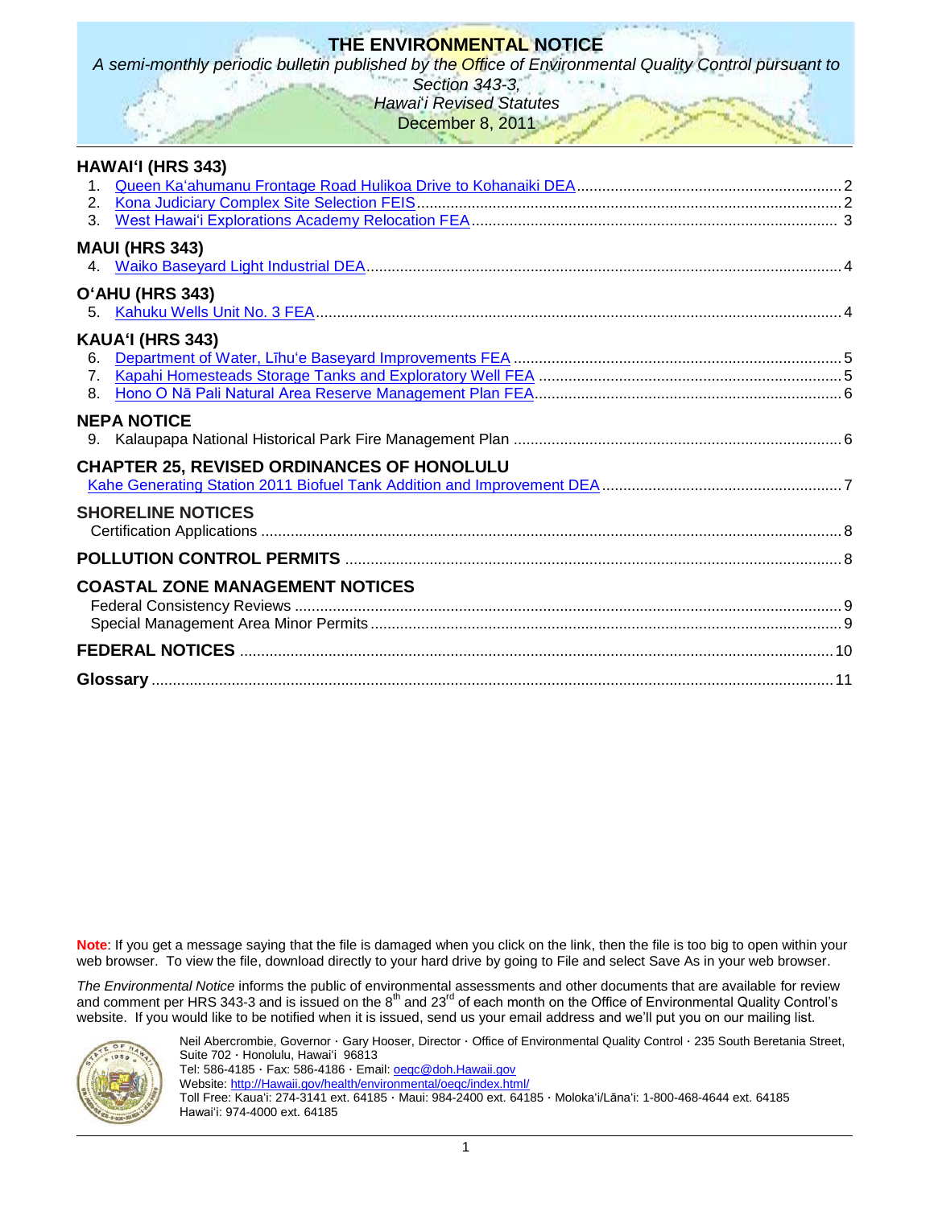# THE ENVIRONMENTAL NOTICE

*A semi-monthly periodic bulletin published by the Office of Environmental Quality Control pursuant to Section 343-3, Hawai'i Revised Statutes*

December 8, 2011

## HAWAI'I (HRS 343)

1. Queen Ka'ahumanu Frontage Road Hulikoa Drive to Kohanaiki DEA .......... 2
2. Kona Judiciary Complex Site Selection FEIS .......... 2
3. West Hawai'i Explorations Academy Relocation FEA .......... 3

## MAUI (HRS 343)

4. Waiko Baseyard Light Industrial DEA .......... 4

## O'AHU (HRS 343)

5. Kahuku Wells Unit No. 3 FEA .......... 4

## KAUA'I (HRS 343)

6. Department of Water, Līhu'e Baseyard Improvements FEA .......... 5
7. Kapahi Homesteads Storage Tanks and Exploratory Well FEA .......... 5
8. Hono O Nā Pali Natural Area Reserve Management Plan FEA .......... 6

## NEPA NOTICE

9. Kalaupapa National Historical Park Fire Management Plan .......... 6

## CHAPTER 25, REVISED ORDINANCES OF HONOLULU

Kahe Generating Station 2011 Biofuel Tank Addition and Improvement DEA .......... 7

## SHORELINE NOTICES

Certification Applications .......... 8

## POLLUTION CONTROL PERMITS .......... 8

## COASTAL ZONE MANAGEMENT NOTICES

Federal Consistency Reviews .......... 9
Special Management Area Minor Permits .......... 9

## FEDERAL NOTICES .......... 10

## Glossary .......... 11

**Note**: If you get a message saying that the file is damaged when you click on the link, then the file is too big to open within your web browser. To view the file, download directly to your hard drive by going to File and select Save As in your web browser.

*The Environmental Notice* informs the public of environmental assessments and other documents that are available for review and comment per HRS 343-3 and is issued on the 8th and 23rd of each month on the Office of Environmental Quality Control's website. If you would like to be notified when it is issued, send us your email address and we'll put you on our mailing list.

Neil Abercrombie, Governor · Gary Hooser, Director · Office of Environmental Quality Control · 235 South Beretania Street, Suite 702 · Honolulu, Hawai'i 96813
Tel: 586-4185 · Fax: 586-4186 · Email: oeqc@doh.Hawaii.gov
Website: http://Hawaii.gov/health/environmental/oeqc/index.html/
Toll Free: Kaua'i: 274-3141 ext. 64185 · Maui: 984-2400 ext. 64185 · Moloka'i/Lāna'i: 1-800-468-4644 ext. 64185
Hawai'i: 974-4000 ext. 64185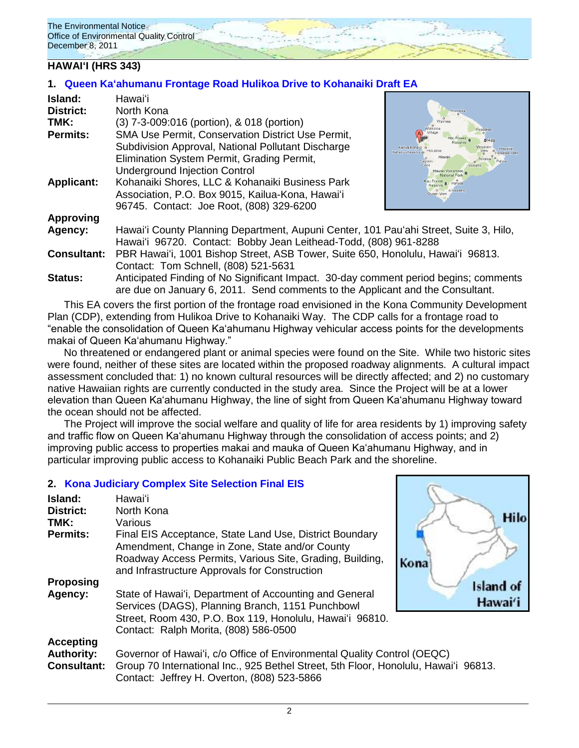## HAWAIʻI (HRS 343)

### 1. Queen Kaʻahumanu Frontage Road Hulikoa Drive to Kohanaiki Draft EA

**Island:** Hawaiʻi
**District:** North Kona
**TMK:** (3) 7-3-009:016 (portion), & 018 (portion)
**Permits:** SMA Use Permit, Conservation District Use Permit, Subdivision Approval, National Pollutant Discharge Elimination System Permit, Grading Permit, Underground Injection Control
**Applicant:** Kohanaiki Shores, LLC & Kohanaiki Business Park Association, P.O. Box 9015, Kailua-Kona, Hawaiʻi 96745. Contact: Joe Root, (808) 329-6200
**Approving Agency:** Hawaiʻi County Planning Department, Aupuni Center, 101 Pauʻahi Street, Suite 3, Hilo, Hawaiʻi 96720. Contact: Bobby Jean Leithead-Todd, (808) 961-8288
**Consultant:** PBR Hawaiʻi, 1001 Bishop Street, ASB Tower, Suite 650, Honolulu, Hawaiʻi 96813. Contact: Tom Schnell, (808) 521-5631
**Status:** Anticipated Finding of No Significant Impact. 30-day comment period begins; comments are due on January 6, 2011. Send comments to the Applicant and the Consultant.

This EA covers the first portion of the frontage road envisioned in the Kona Community Development Plan (CDP), extending from Hulikoa Drive to Kohanaiki Way. The CDP calls for a frontage road to "enable the consolidation of Queen Kaʻahumanu Highway vehicular access points for the developments makai of Queen Kaʻahumanu Highway."

No threatened or endangered plant or animal species were found on the Site. While two historic sites were found, neither of these sites are located within the proposed roadway alignments. A cultural impact assessment concluded that: 1) no known cultural resources will be directly affected; and 2) no customary native Hawaiian rights are currently conducted in the study area. Since the Project will be at a lower elevation than Queen Kaʻahumanu Highway, the line of sight from Queen Kaʻahumanu Highway toward the ocean should not be affected.

The Project will improve the social welfare and quality of life for area residents by 1) improving safety and traffic flow on Queen Kaʻahumanu Highway through the consolidation of access points; and 2) improving public access to properties makai and mauka of Queen Kaʻahumanu Highway, and in particular improving public access to Kohanaiki Public Beach Park and the shoreline.

### 2. Kona Judiciary Complex Site Selection Final EIS

**Island:** Hawaiʻi
**District:** North Kona
**TMK:** Various
**Permits:** Final EIS Acceptance, State Land Use, District Boundary Amendment, Change in Zone, State and/or County Roadway Access Permits, Various Site, Grading, Building, and Infrastructure Approvals for Construction
**Proposing Agency:** State of Hawaiʻi, Department of Accounting and General Services (DAGS), Planning Branch, 1151 Punchbowl Street, Room 430, P.O. Box 119, Honolulu, Hawaiʻi 96810. Contact: Ralph Morita, (808) 586-0500
**Accepting Authority:** Governor of Hawaiʻi, c/o Office of Environmental Quality Control (OEQC)
**Consultant:** Group 70 International Inc., 925 Bethel Street, 5th Floor, Honolulu, Hawaiʻi 96813. Contact: Jeffrey H. Overton, (808) 523-5866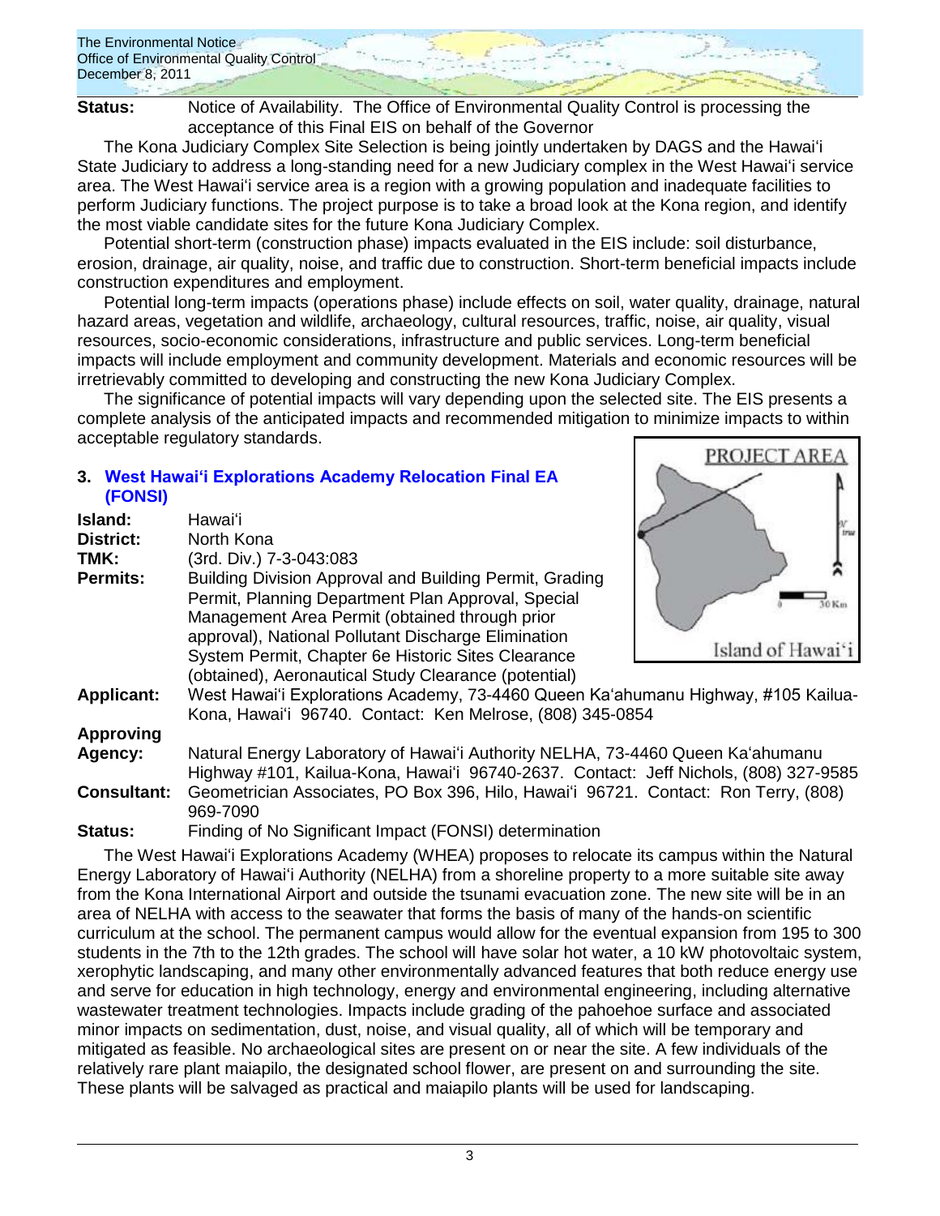**Status:** Notice of Availability. The Office of Environmental Quality Control is processing the acceptance of this Final EIS on behalf of the Governor

The Kona Judiciary Complex Site Selection is being jointly undertaken by DAGS and the Hawai'i State Judiciary to address a long-standing need for a new Judiciary complex in the West Hawai'i service area. The West Hawai'i service area is a region with a growing population and inadequate facilities to perform Judiciary functions. The project purpose is to take a broad look at the Kona region, and identify the most viable candidate sites for the future Kona Judiciary Complex.

Potential short-term (construction phase) impacts evaluated in the EIS include: soil disturbance, erosion, drainage, air quality, noise, and traffic due to construction. Short-term beneficial impacts include construction expenditures and employment.

Potential long-term impacts (operations phase) include effects on soil, water quality, drainage, natural hazard areas, vegetation and wildlife, archaeology, cultural resources, traffic, noise, air quality, visual resources, socio-economic considerations, infrastructure and public services. Long-term beneficial impacts will include employment and community development. Materials and economic resources will be irretrievably committed to developing and constructing the new Kona Judiciary Complex.

The significance of potential impacts will vary depending upon the selected site. The EIS presents a complete analysis of the anticipated impacts and recommended mitigation to minimize impacts to within acceptable regulatory standards.

## 3. West Hawai'i Explorations Academy Relocation Final EA (FONSI)

**Island:** Hawai'i
**District:** North Kona
**TMK:** (3rd. Div.) 7-3-043:083
**Permits:** Building Division Approval and Building Permit, Grading Permit, Planning Department Plan Approval, Special Management Area Permit (obtained through prior approval), National Pollutant Discharge Elimination System Permit, Chapter 6e Historic Sites Clearance (obtained), Aeronautical Study Clearance (potential)
**Applicant:** West Hawai'i Explorations Academy, 73-4460 Queen Ka'ahumanu Highway, #105 Kailua-Kona, Hawai'i 96740. Contact: Ken Melrose, (808) 345-0854
**Approving Agency:** Natural Energy Laboratory of Hawai'i Authority NELHA, 73-4460 Queen Ka'ahumanu Highway #101, Kailua-Kona, Hawai'i 96740-2637. Contact: Jeff Nichols, (808) 327-9585
**Consultant:** Geometrician Associates, PO Box 396, Hilo, Hawai'i 96721. Contact: Ron Terry, (808) 969-7090
**Status:** Finding of No Significant Impact (FONSI) determination

PROJECT AREA
Island of Hawai'i

The West Hawai'i Explorations Academy (WHEA) proposes to relocate its campus within the Natural Energy Laboratory of Hawai'i Authority (NELHA) from a shoreline property to a more suitable site away from the Kona International Airport and outside the tsunami evacuation zone. The new site will be in an area of NELHA with access to the seawater that forms the basis of many of the hands-on scientific curriculum at the school. The permanent campus would allow for the eventual expansion from 195 to 300 students in the 7th to the 12th grades. The school will have solar hot water, a 10 kW photovoltaic system, xerophytic landscaping, and many other environmentally advanced features that both reduce energy use and serve for education in high technology, energy and environmental engineering, including alternative wastewater treatment technologies. Impacts include grading of the pahoehoe surface and associated minor impacts on sedimentation, dust, noise, and visual quality, all of which will be temporary and mitigated as feasible. No archaeological sites are present on or near the site. A few individuals of the relatively rare plant maiapilo, the designated school flower, are present on and surrounding the site. These plants will be salvaged as practical and maiapilo plants will be used for landscaping.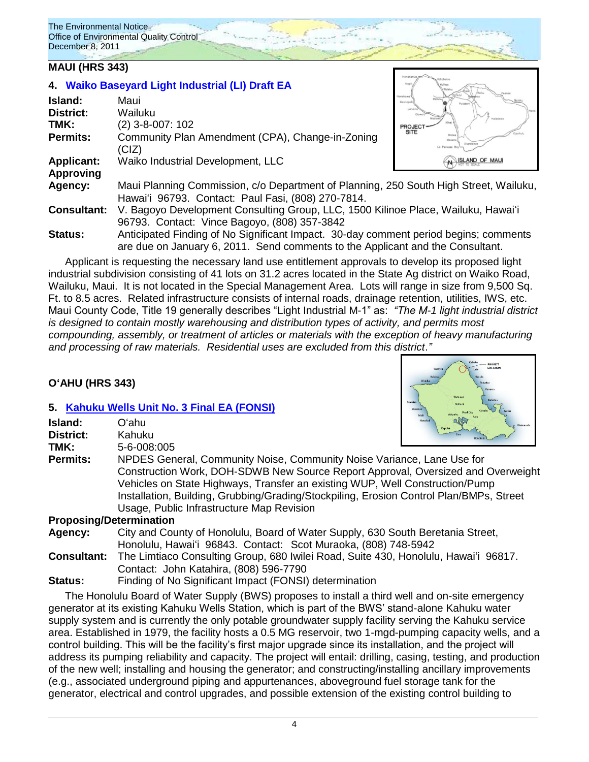## MAUI (HRS 343)

### 4. Waiko Baseyard Light Industrial (LI) Draft EA

**Island:** Maui
**District:** Wailuku
**TMK:** (2) 3-8-007: 102
**Permits:** Community Plan Amendment (CPA), Change-in-Zoning (CIZ)
**Applicant:** Waiko Industrial Development, LLC
**Approving Agency:** Maui Planning Commission, c/o Department of Planning, 250 South High Street, Wailuku, Hawai'i 96793. Contact: Paul Fasi, (808) 270-7814.
**Consultant:** V. Bagoyo Development Consulting Group, LLC, 1500 Kilinoe Place, Wailuku, Hawai'i 96793. Contact: Vince Bagoyo, (808) 357-3842
**Status:** Anticipated Finding of No Significant Impact. 30-day comment period begins; comments are due on January 6, 2011. Send comments to the Applicant and the Consultant.

Applicant is requesting the necessary land use entitlement approvals to develop its proposed light industrial subdivision consisting of 41 lots on 31.2 acres located in the State Ag district on Waiko Road, Wailuku, Maui. It is not located in the Special Management Area. Lots will range in size from 9,500 Sq. Ft. to 8.5 acres. Related infrastructure consists of internal roads, drainage retention, utilities, IWS, etc. Maui County Code, Title 19 generally describes "Light Industrial M-1" as: *"The M-1 light industrial district is designed to contain mostly warehousing and distribution types of activity, and permits most compounding, assembly, or treatment of articles or materials with the exception of heavy manufacturing and processing of raw materials. Residential uses are excluded from this district."*

## O'AHU (HRS 343)

### 5. Kahuku Wells Unit No. 3 Final EA (FONSI)

**Island:** O'ahu
**District:** Kahuku
**TMK:** 5-6-008:005
**Permits:** NPDES General, Community Noise, Community Noise Variance, Lane Use for Construction Work, DOH-SDWB New Source Report Approval, Oversized and Overweight Vehicles on State Highways, Transfer an existing WUP, Well Construction/Pump Installation, Building, Grubbing/Grading/Stockpiling, Erosion Control Plan/BMPs, Street Usage, Public Infrastructure Map Revision
**Proposing/Determination Agency:** City and County of Honolulu, Board of Water Supply, 630 South Beretania Street, Honolulu, Hawai'i 96843. Contact: Scot Muraoka, (808) 748-5942
**Consultant:** The Limtiaco Consulting Group, 680 Iwilei Road, Suite 430, Honolulu, Hawai'i 96817. Contact: John Katahira, (808) 596-7790
**Status:** Finding of No Significant Impact (FONSI) determination

The Honolulu Board of Water Supply (BWS) proposes to install a third well and on-site emergency generator at its existing Kahuku Wells Station, which is part of the BWS' stand-alone Kahuku water supply system and is currently the only potable groundwater supply facility serving the Kahuku service area. Established in 1979, the facility hosts a 0.5 MG reservoir, two 1-mgd-pumping capacity wells, and a control building. This will be the facility's first major upgrade since its installation, and the project will address its pumping reliability and capacity. The project will entail: drilling, casing, testing, and production of the new well; installing and housing the generator; and constructing/installing ancillary improvements (e.g., associated underground piping and appurtenances, aboveground fuel storage tank for the generator, electrical and control upgrades, and possible extension of the existing control building to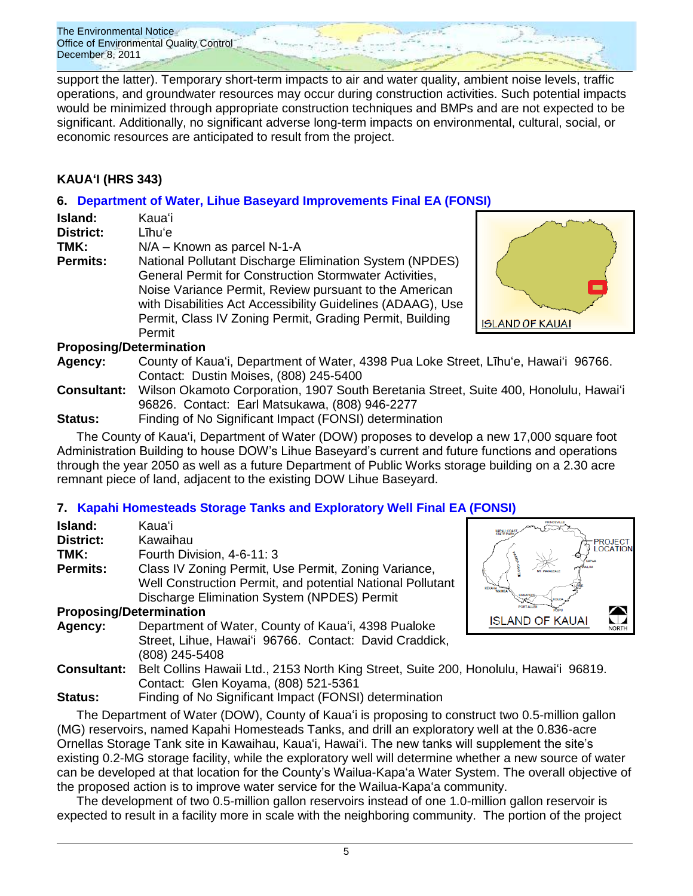support the latter). Temporary short-term impacts to air and water quality, ambient noise levels, traffic operations, and groundwater resources may occur during construction activities. Such potential impacts would be minimized through appropriate construction techniques and BMPs and are not expected to be significant. Additionally, no significant adverse long-term impacts on environmental, cultural, social, or economic resources are anticipated to result from the project.

## KAUAʻI (HRS 343)

### 6. Department of Water, Lihue Baseyard Improvements Final EA (FONSI)

**Island:** Kauaʻi
**District:** Līhuʻe
**TMK:** N/A – Known as parcel N-1-A
**Permits:** National Pollutant Discharge Elimination System (NPDES) General Permit for Construction Stormwater Activities, Noise Variance Permit, Review pursuant to the American with Disabilities Act Accessibility Guidelines (ADAAG), Use Permit, Class IV Zoning Permit, Grading Permit, Building Permit

**Proposing/Determination**
**Agency:** County of Kauaʻi, Department of Water, 4398 Pua Loke Street, Līhuʻe, Hawaiʻi 96766. Contact: Dustin Moises, (808) 245-5400
**Consultant:** Wilson Okamoto Corporation, 1907 South Beretania Street, Suite 400, Honolulu, Hawaiʻi 96826. Contact: Earl Matsukawa, (808) 946-2277
**Status:** Finding of No Significant Impact (FONSI) determination

The County of Kauaʻi, Department of Water (DOW) proposes to develop a new 17,000 square foot Administration Building to house DOW's Lihue Baseyard's current and future functions and operations through the year 2050 as well as a future Department of Public Works storage building on a 2.30 acre remnant piece of land, adjacent to the existing DOW Lihue Baseyard.

### 7. Kapahi Homesteads Storage Tanks and Exploratory Well Final EA (FONSI)

**Island:** Kauaʻi
**District:** Kawaihau
**TMK:** Fourth Division, 4-6-11: 3
**Permits:** Class IV Zoning Permit, Use Permit, Zoning Variance, Well Construction Permit, and potential National Pollutant Discharge Elimination System (NPDES) Permit

**Proposing/Determination**
**Agency:** Department of Water, County of Kauaʻi, 4398 Pualoke Street, Lihue, Hawaiʻi 96766. Contact: David Craddick, (808) 245-5408
**Consultant:** Belt Collins Hawaii Ltd., 2153 North King Street, Suite 200, Honolulu, Hawaiʻi 96819. Contact: Glen Koyama, (808) 521-5361
**Status:** Finding of No Significant Impact (FONSI) determination

The Department of Water (DOW), County of Kauaʻi is proposing to construct two 0.5-million gallon (MG) reservoirs, named Kapahi Homesteads Tanks, and drill an exploratory well at the 0.836-acre Ornellas Storage Tank site in Kawaihau, Kauaʻi, Hawaiʻi. The new tanks will supplement the site's existing 0.2-MG storage facility, while the exploratory well will determine whether a new source of water can be developed at that location for the County's Wailua-Kapaʻa Water System. The overall objective of the proposed action is to improve water service for the Wailua-Kapaʻa community.

The development of two 0.5-million gallon reservoirs instead of one 1.0-million gallon reservoir is expected to result in a facility more in scale with the neighboring community. The portion of the project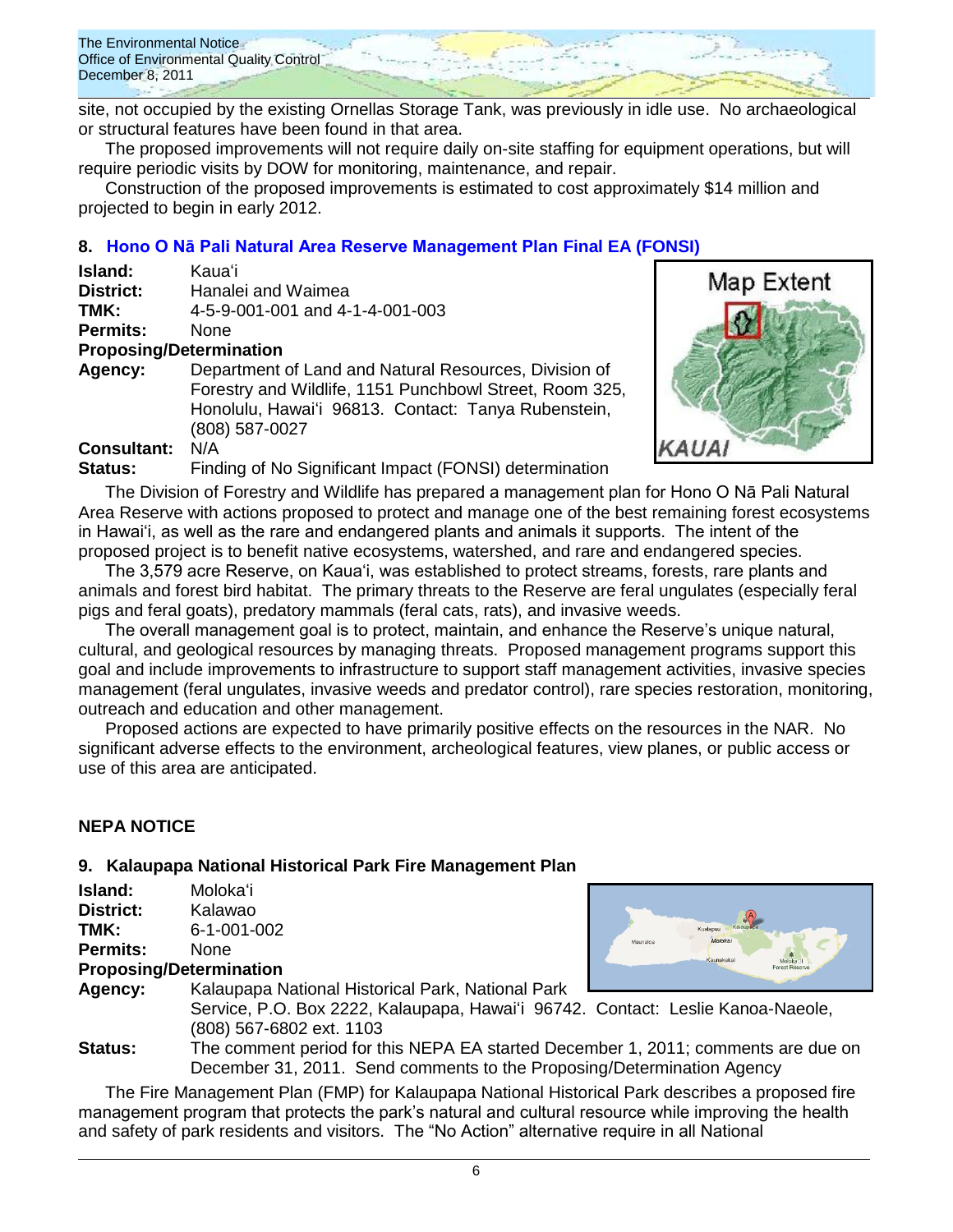site, not occupied by the existing Ornellas Storage Tank, was previously in idle use. No archaeological or structural features have been found in that area.

The proposed improvements will not require daily on-site staffing for equipment operations, but will require periodic visits by DOW for monitoring, maintenance, and repair.

Construction of the proposed improvements is estimated to cost approximately $14 million and projected to begin in early 2012.

## 8. Hono O Nā Pali Natural Area Reserve Management Plan Final EA (FONSI)

**Island:** Kauaʻi
**District:** Hanalei and Waimea
**TMK:** 4-5-9-001-001 and 4-1-4-001-003
**Permits:** None
**Proposing/Determination**
**Agency:** Department of Land and Natural Resources, Division of Forestry and Wildlife, 1151 Punchbowl Street, Room 325, Honolulu, Hawaiʻi 96813. Contact: Tanya Rubenstein, (808) 587-0027
**Consultant:** N/A
**Status:** Finding of No Significant Impact (FONSI) determination

The Division of Forestry and Wildlife has prepared a management plan for Hono O Nā Pali Natural Area Reserve with actions proposed to protect and manage one of the best remaining forest ecosystems in Hawaiʻi, as well as the rare and endangered plants and animals it supports. The intent of the proposed project is to benefit native ecosystems, watershed, and rare and endangered species.

The 3,579 acre Reserve, on Kauaʻi, was established to protect streams, forests, rare plants and animals and forest bird habitat. The primary threats to the Reserve are feral ungulates (especially feral pigs and feral goats), predatory mammals (feral cats, rats), and invasive weeds.

The overall management goal is to protect, maintain, and enhance the Reserve's unique natural, cultural, and geological resources by managing threats. Proposed management programs support this goal and include improvements to infrastructure to support staff management activities, invasive species management (feral ungulates, invasive weeds and predator control), rare species restoration, monitoring, outreach and education and other management.

Proposed actions are expected to have primarily positive effects on the resources in the NAR. No significant adverse effects to the environment, archeological features, view planes, or public access or use of this area are anticipated.

## NEPA NOTICE

## 9. Kalaupapa National Historical Park Fire Management Plan

**Island:** Molokaʻi
**District:** Kalawao
**TMK:** 6-1-001-002
**Permits:** None
**Proposing/Determination**
**Agency:** Kalaupapa National Historical Park, National Park Service, P.O. Box 2222, Kalaupapa, Hawaiʻi 96742. Contact: Leslie Kanoa-Naeole, (808) 567-6802 ext. 1103
**Status:** The comment period for this NEPA EA started December 1, 2011; comments are due on December 31, 2011. Send comments to the Proposing/Determination Agency

The Fire Management Plan (FMP) for Kalaupapa National Historical Park describes a proposed fire management program that protects the park's natural and cultural resource while improving the health and safety of park residents and visitors. The "No Action" alternative require in all National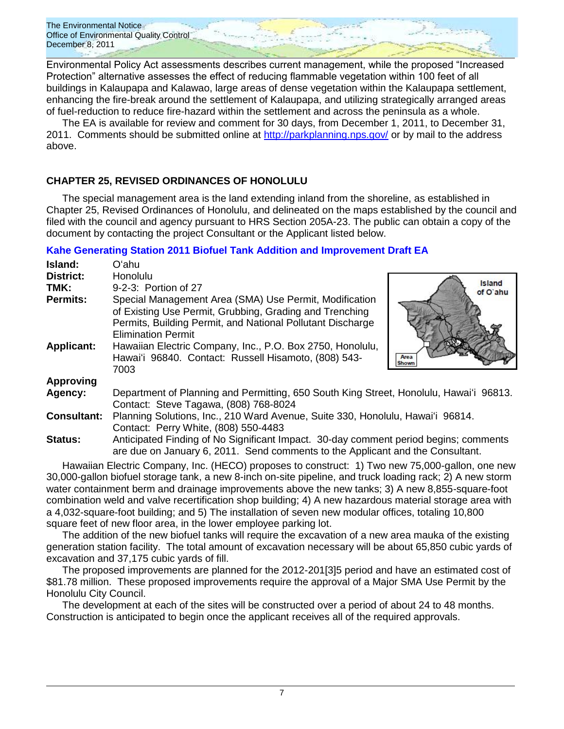Environmental Policy Act assessments describes current management, while the proposed "Increased Protection" alternative assesses the effect of reducing flammable vegetation within 100 feet of all buildings in Kalaupapa and Kalawao, large areas of dense vegetation within the Kalaupapa settlement, enhancing the fire-break around the settlement of Kalaupapa, and utilizing strategically arranged areas of fuel-reduction to reduce fire-hazard within the settlement and across the peninsula as a whole.

The EA is available for review and comment for 30 days, from December 1, 2011, to December 31, 2011. Comments should be submitted online at http://parkplanning.nps.gov/ or by mail to the address above.

## CHAPTER 25, REVISED ORDINANCES OF HONOLULU

The special management area is the land extending inland from the shoreline, as established in Chapter 25, Revised Ordinances of Honolulu, and delineated on the maps established by the council and filed with the council and agency pursuant to HRS Section 205A-23. The public can obtain a copy of the document by contacting the project Consultant or the Applicant listed below.

### Kahe Generating Station 2011 Biofuel Tank Addition and Improvement Draft EA

**Island:** O'ahu

**District:** Honolulu

**TMK:** 9-2-3: Portion of 27

**Permits:** Special Management Area (SMA) Use Permit, Modification of Existing Use Permit, Grubbing, Grading and Trenching Permits, Building Permit, and National Pollutant Discharge Elimination Permit

**Applicant:** Hawaiian Electric Company, Inc., P.O. Box 2750, Honolulu, Hawai'i 96840. Contact: Russell Hisamoto, (808) 543-7003

**Approving Agency:** Department of Planning and Permitting, 650 South King Street, Honolulu, Hawai'i 96813. Contact: Steve Tagawa, (808) 768-8024

**Consultant:** Planning Solutions, Inc., 210 Ward Avenue, Suite 330, Honolulu, Hawai'i 96814. Contact: Perry White, (808) 550-4483

**Status:** Anticipated Finding of No Significant Impact. 30-day comment period begins; comments are due on January 6, 2011. Send comments to the Applicant and the Consultant.

Hawaiian Electric Company, Inc. (HECO) proposes to construct: 1) Two new 75,000-gallon, one new 30,000-gallon biofuel storage tank, a new 8-inch on-site pipeline, and truck loading rack; 2) A new storm water containment berm and drainage improvements above the new tanks; 3) A new 8,855-square-foot combination weld and valve recertification shop building; 4) A new hazardous material storage area with a 4,032-square-foot building; and 5) The installation of seven new modular offices, totaling 10,800 square feet of new floor area, in the lower employee parking lot.

The addition of the new biofuel tanks will require the excavation of a new area mauka of the existing generation station facility. The total amount of excavation necessary will be about 65,850 cubic yards of excavation and 37,175 cubic yards of fill.

The proposed improvements are planned for the 2012-201[3]5 period and have an estimated cost of $81.78 million. These proposed improvements require the approval of a Major SMA Use Permit by the Honolulu City Council.

The development at each of the sites will be constructed over a period of about 24 to 48 months. Construction is anticipated to begin once the applicant receives all of the required approvals.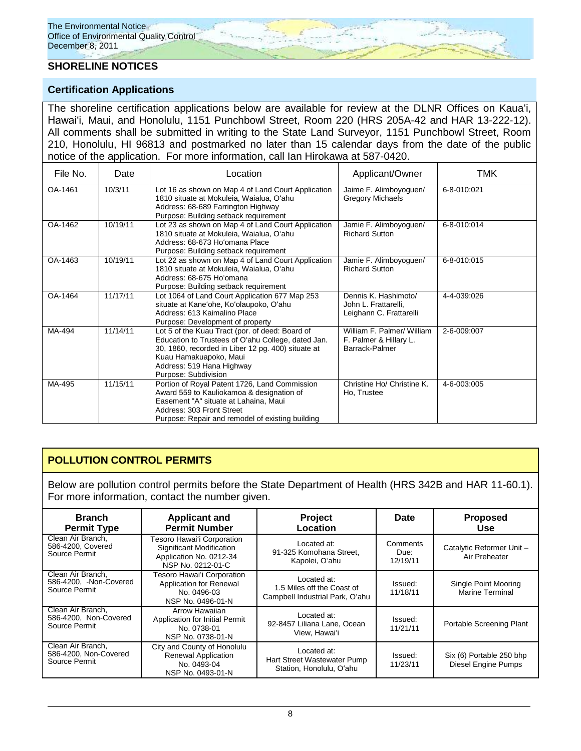## SHORELINE NOTICES

### Certification Applications

The shoreline certification applications below are available for review at the DLNR Offices on Kaua'i, Hawai'i, Maui, and Honolulu, 1151 Punchbowl Street, Room 220 (HRS 205A-42 and HAR 13-222-12). All comments shall be submitted in writing to the State Land Surveyor, 1151 Punchbowl Street, Room 210, Honolulu, HI 96813 and postmarked no later than 15 calendar days from the date of the public notice of the application. For more information, call Ian Hirokawa at 587-0420.

| File No. | Date | Location | Applicant/Owner | TMK |
|---|---|---|---|---|
| OA-1461 | 10/3/11 | Lot 16 as shown on Map 4 of Land Court Application 1810 situate at Mokuleia, Waialua, O'ahu<br>Address: 68-689 Farrington Highway<br>Purpose: Building setback requirement | Jaime F. Alimboyoguen/ Gregory Michaels | 6-8-010:021 |
| OA-1462 | 10/19/11 | Lot 23 as shown on Map 4 of Land Court Application 1810 situate at Mokuleia, Waialua, O'ahu<br>Address: 68-673 Ho'omana Place<br>Purpose: Building setback requirement | Jamie F. Alimboyoguen/ Richard Sutton | 6-8-010:014 |
| OA-1463 | 10/19/11 | Lot 22 as shown on Map 4 of Land Court Application 1810 situate at Mokuleia, Waialua, O'ahu<br>Address: 68-675 Ho'omana<br>Purpose: Building setback requirement | Jamie F. Alimboyoguen/ Richard Sutton | 6-8-010:015 |
| OA-1464 | 11/17/11 | Lot 1064 of Land Court Application 677 Map 253 situate at Kane'ohe, Ko'olaupoko, O'ahu<br>Address: 613 Kaimalino Place<br>Purpose: Development of property | Dennis K. Hashimoto/ John L. Frattarelli, Leighann C. Frattarelli | 4-4-039:026 |
| MA-494 | 11/14/11 | Lot 5 of the Kuau Tract (por. of deed: Board of Education to Trustees of O'ahu College, dated Jan. 30, 1860, recorded in Liber 12 pg. 400) situate at Kuau Hamakuapoko, Maui<br>Address: 519 Hana Highway<br>Purpose: Subdivision | William F. Palmer/ William F. Palmer & Hillary L. Barrack-Palmer | 2-6-009:007 |
| MA-495 | 11/15/11 | Portion of Royal Patent 1726, Land Commission Award 559 to Kauliokamoa & designation of Easement "A" situate at Lahaina, Maui<br>Address: 303 Front Street<br>Purpose: Repair and remodel of existing building | Christine Ho/ Christine K. Ho, Trustee | 4-6-003:005 |

## POLLUTION CONTROL PERMITS

Below are pollution control permits before the State Department of Health (HRS 342B and HAR 11-60.1). For more information, contact the number given.

| Branch Permit Type | Applicant and Permit Number | Project Location | Date | Proposed Use |
|---|---|---|---|---|
| Clean Air Branch, 586-4200, Covered Source Permit | Tesoro Hawai'i Corporation Significant Modification Application No. 0212-34 NSP No. 0212-01-C | Located at: 91-325 Komohana Street, Kapolei, O'ahu | Comments Due: 12/19/11 | Catalytic Reformer Unit – Air Preheater |
| Clean Air Branch, 586-4200, -Non-Covered Source Permit | Tesoro Hawai'i Corporation Application for Renewal No. 0496-03 NSP No. 0496-01-N | Located at: 1.5 Miles off the Coast of Campbell Industrial Park, O'ahu | Issued: 11/18/11 | Single Point Mooring Marine Terminal |
| Clean Air Branch, 586-4200, Non-Covered Source Permit | Arrow Hawaiian Application for Initial Permit No. 0738-01 NSP No. 0738-01-N | Located at: 92-8457 Liliana Lane, Ocean View, Hawai'i | Issued: 11/21/11 | Portable Screening Plant |
| Clean Air Branch, 586-4200, Non-Covered Source Permit | City and County of Honolulu Renewal Application No. 0493-04 NSP No. 0493-01-N | Located at: Hart Street Wastewater Pump Station, Honolulu, O'ahu | Issued: 11/23/11 | Six (6) Portable 250 bhp Diesel Engine Pumps |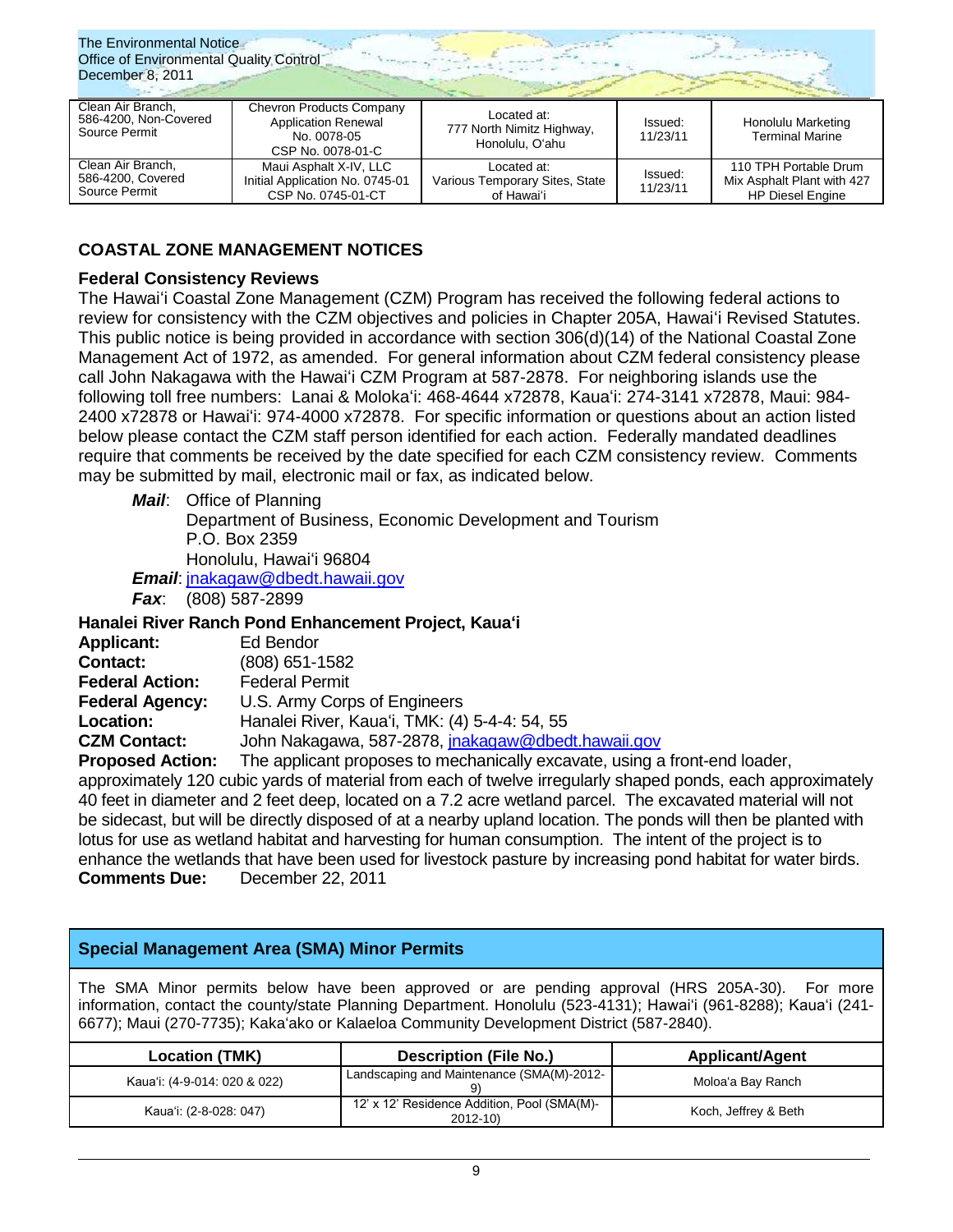| Clean Air Branch, 586-4200, Non-Covered Source Permit | Chevron Products Company Application Renewal No. 0078-05 CSP No. 0078-01-C | Located at: 777 North Nimitz Highway, Honolulu, Oʻahu | Issued: 11/23/11 | Honolulu Marketing Terminal Marine |
|---|---|---|---|---|
| Clean Air Branch, 586-4200, Covered Source Permit | Maui Asphalt X-IV, LLC Initial Application No. 0745-01 CSP No. 0745-01-CT | Located at: Various Temporary Sites, State of Hawaiʻi | Issued: 11/23/11 | 110 TPH Portable Drum Mix Asphalt Plant with 427 HP Diesel Engine |

## COASTAL ZONE MANAGEMENT NOTICES

### Federal Consistency Reviews

The Hawaiʻi Coastal Zone Management (CZM) Program has received the following federal actions to review for consistency with the CZM objectives and policies in Chapter 205A, Hawaiʻi Revised Statutes. This public notice is being provided in accordance with section 306(d)(14) of the National Coastal Zone Management Act of 1972, as amended. For general information about CZM federal consistency please call John Nakagawa with the Hawaiʻi CZM Program at 587-2878. For neighboring islands use the following toll free numbers: Lanai & Molokaʻi: 468-4644 x72878, Kauaʻi: 274-3141 x72878, Maui: 984-2400 x72878 or Hawaiʻi: 974-4000 x72878. For specific information or questions about an action listed below please contact the CZM staff person identified for each action. Federally mandated deadlines require that comments be received by the date specified for each CZM consistency review. Comments may be submitted by mail, electronic mail or fax, as indicated below.

***Mail***: Office of Planning
Department of Business, Economic Development and Tourism
P.O. Box 2359
Honolulu, Hawaiʻi 96804

***Email***: jnakagaw@dbedt.hawaii.gov

***Fax***: (808) 587-2899

### Hanalei River Ranch Pond Enhancement Project, Kauaʻi

**Applicant:** Ed Bendor
**Contact:** (808) 651-1582
**Federal Action:** Federal Permit
**Federal Agency:** U.S. Army Corps of Engineers
**Location:** Hanalei River, Kauaʻi, TMK: (4) 5-4-4: 54, 55
**CZM Contact:** John Nakagawa, 587-2878, jnakagaw@dbedt.hawaii.gov
**Proposed Action:** The applicant proposes to mechanically excavate, using a front-end loader, approximately 120 cubic yards of material from each of twelve irregularly shaped ponds, each approximately 40 feet in diameter and 2 feet deep, located on a 7.2 acre wetland parcel. The excavated material will not be sidecast, but will be directly disposed of at a nearby upland location. The ponds will then be planted with lotus for use as wetland habitat and harvesting for human consumption. The intent of the project is to enhance the wetlands that have been used for livestock pasture by increasing pond habitat for water birds.
**Comments Due:** December 22, 2011

### Special Management Area (SMA) Minor Permits

The SMA Minor permits below have been approved or are pending approval (HRS 205A-30). For more information, contact the county/state Planning Department. Honolulu (523-4131); Hawaiʻi (961-8288); Kauaʻi (241-6677); Maui (270-7735); Kakaʻako or Kalaeloa Community Development District (587-2840).

| Location (TMK) | Description (File No.) | Applicant/Agent |
|---|---|---|
| Kauaʻi: (4-9-014: 020 & 022) | Landscaping and Maintenance (SMA(M)-2012-9) | Moloaʻa Bay Ranch |
| Kauaʻi: (2-8-028: 047) | 12' x 12' Residence Addition, Pool (SMA(M)-2012-10) | Koch, Jeffrey & Beth |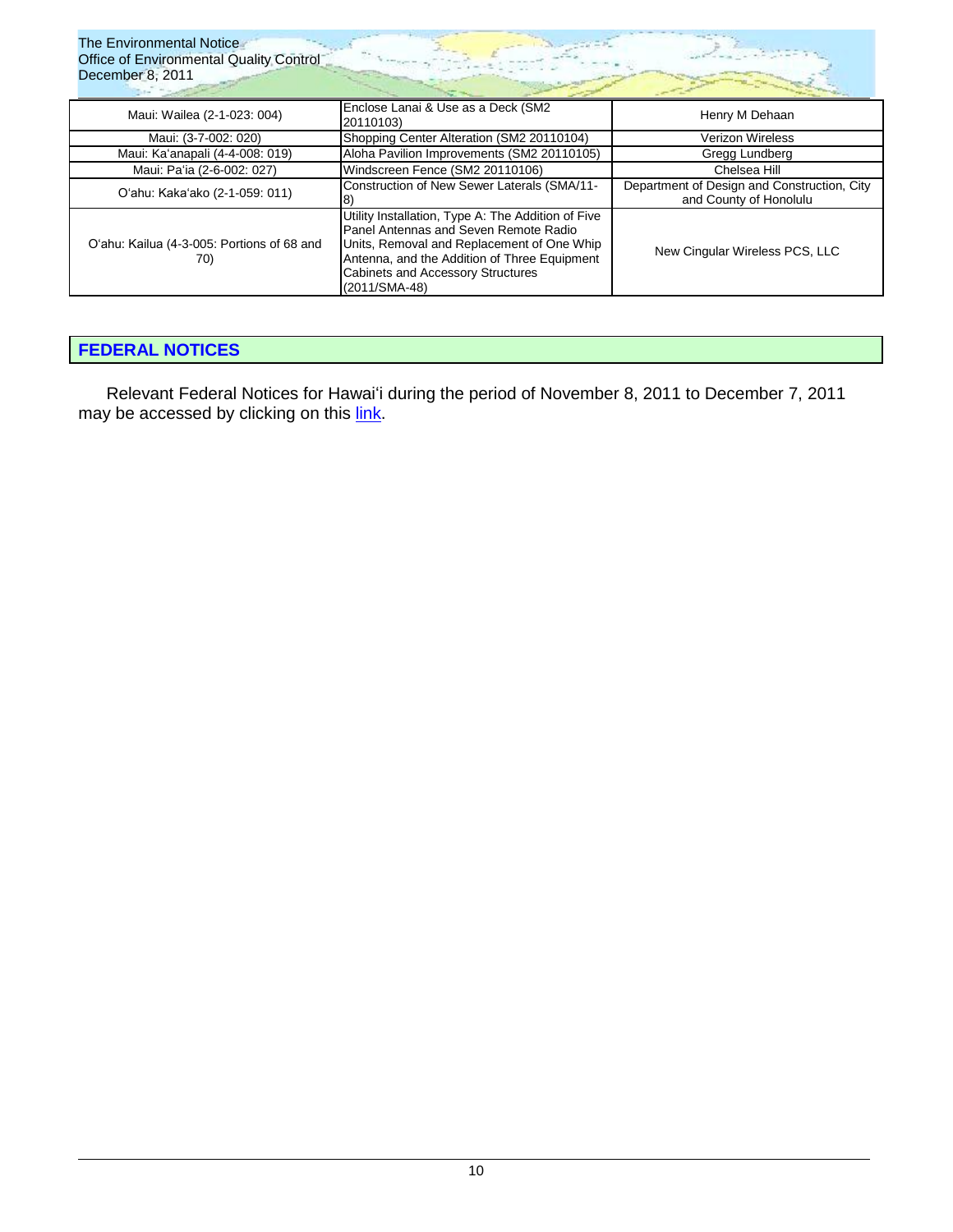| Maui: Wailea (2-1-023: 004) | Enclose Lanai & Use as a Deck (SM2 20110103) | Henry M Dehaan |
|---|---|---|
| Maui: (3-7-002: 020) | Shopping Center Alteration (SM2 20110104) | Verizon Wireless |
| Maui: Ka'anapali (4-4-008: 019) | Aloha Pavilion Improvements (SM2 20110105) | Gregg Lundberg |
| Maui: Pa'ia (2-6-002: 027) | Windscreen Fence (SM2 20110106) | Chelsea Hill |
| O'ahu: Kaka'ako (2-1-059: 011) | Construction of New Sewer Laterals (SMA/11-8) | Department of Design and Construction, City and County of Honolulu |
| O'ahu: Kailua (4-3-005: Portions of 68 and 70) | Utility Installation, Type A: The Addition of Five Panel Antennas and Seven Remote Radio Units, Removal and Replacement of One Whip Antenna, and the Addition of Three Equipment Cabinets and Accessory Structures (2011/SMA-48) | New Cingular Wireless PCS, LLC |

## FEDERAL NOTICES

Relevant Federal Notices for Hawai'i during the period of November 8, 2011 to December 7, 2011 may be accessed by clicking on this link.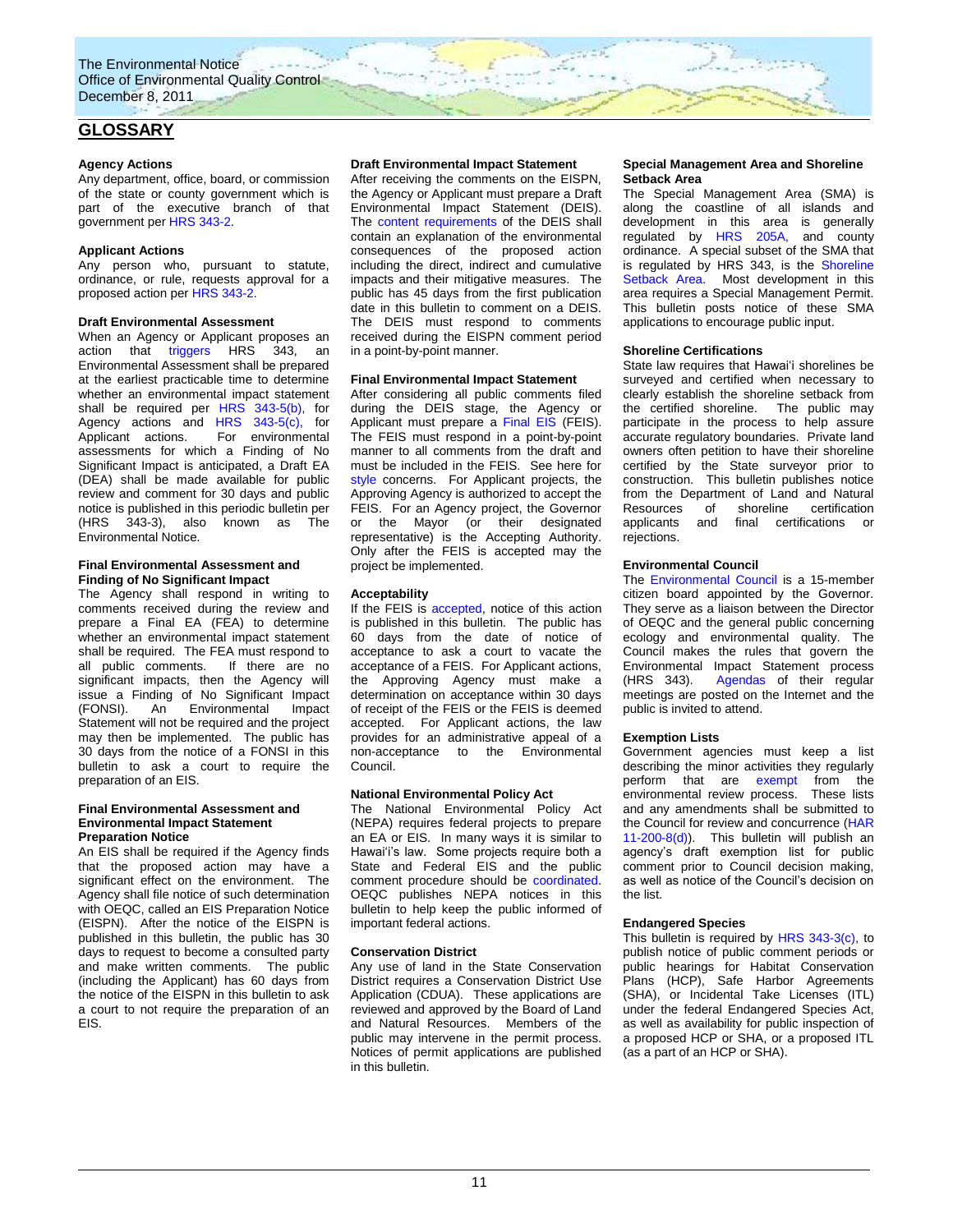## GLOSSARY

**Agency Actions**
Any department, office, board, or commission of the state or county government which is part of the executive branch of that government per HRS 343-2.

**Applicant Actions**
Any person who, pursuant to statute, ordinance, or rule, requests approval for a proposed action per HRS 343-2.

**Draft Environmental Assessment**
When an Agency or Applicant proposes an action that triggers HRS 343, an Environmental Assessment shall be prepared at the earliest practicable time to determine whether an environmental impact statement shall be required per HRS 343-5(b), for Agency actions and HRS 343-5(c), for Applicant actions. For environmental assessments for which a Finding of No Significant Impact is anticipated, a Draft EA (DEA) shall be made available for public review and comment for 30 days and public notice is published in this periodic bulletin per (HRS 343-3), also known as The Environmental Notice.

**Final Environmental Assessment and Finding of No Significant Impact**
The Agency shall respond in writing to comments received during the review and prepare a Final EA (FEA) to determine whether an environmental impact statement shall be required. The FEA must respond to all public comments. If there are no significant impacts, then the Agency will issue a Finding of No Significant Impact (FONSI). An Environmental Impact Statement will not be required and the project may then be implemented. The public has 30 days from the notice of a FONSI in this bulletin to ask a court to require the preparation of an EIS.

**Final Environmental Assessment and Environmental Impact Statement Preparation Notice**
An EIS shall be required if the Agency finds that the proposed action may have a significant effect on the environment. The Agency shall file notice of such determination with OEQC, called an EIS Preparation Notice (EISPN). After the notice of the EISPN is published in this bulletin, the public has 30 days to request to become a consulted party and make written comments. The public (including the Applicant) has 60 days from the notice of the EISPN in this bulletin to ask a court to not require the preparation of an EIS.

**Draft Environmental Impact Statement**
After receiving the comments on the EISPN, the Agency or Applicant must prepare a Draft Environmental Impact Statement (DEIS). The content requirements of the DEIS shall contain an explanation of the environmental consequences of the proposed action including the direct, indirect and cumulative impacts and their mitigative measures. The public has 45 days from the first publication date in this bulletin to comment on a DEIS. The DEIS must respond to comments received during the EISPN comment period in a point-by-point manner.

**Final Environmental Impact Statement**
After considering all public comments filed during the DEIS stage, the Agency or Applicant must prepare a Final EIS (FEIS). The FEIS must respond in a point-by-point manner to all comments from the draft and must be included in the FEIS. See here for style concerns. For Applicant projects, the Approving Agency is authorized to accept the FEIS. For an Agency project, the Governor or the Mayor (or their designated representative) is the Accepting Authority. Only after the FEIS is accepted may the project be implemented.

**Acceptability**
If the FEIS is accepted, notice of this action is published in this bulletin. The public has 60 days from the date of notice of acceptance to ask a court to vacate the acceptance of a FEIS. For Applicant actions, the Approving Agency must make a determination on acceptance within 30 days of receipt of the FEIS or the FEIS is deemed accepted. For Applicant actions, the law provides for an administrative appeal of a non-acceptance to the Environmental Council.

**National Environmental Policy Act**
The National Environmental Policy Act (NEPA) requires federal projects to prepare an EA or EIS. In many ways it is similar to Hawai'i's law. Some projects require both a State and Federal EIS and the public comment procedure should be coordinated. OEQC publishes NEPA notices in this bulletin to help keep the public informed of important federal actions.

**Conservation District**
Any use of land in the State Conservation District requires a Conservation District Use Application (CDUA). These applications are reviewed and approved by the Board of Land and Natural Resources. Members of the public may intervene in the permit process. Notices of permit applications are published in this bulletin.

**Special Management Area and Shoreline Setback Area**
The Special Management Area (SMA) is along the coastline of all islands and development in this area is generally regulated by HRS 205A, and county ordinance. A special subset of the SMA that is regulated by HRS 343, is the Shoreline Setback Area. Most development in this area requires a Special Management Permit. This bulletin posts notice of these SMA applications to encourage public input.

**Shoreline Certifications**
State law requires that Hawai'i shorelines be surveyed and certified when necessary to clearly establish the shoreline setback from the certified shoreline. The public may participate in the process to help assure accurate regulatory boundaries. Private land owners often petition to have their shoreline certified by the State surveyor prior to construction. This bulletin publishes notice from the Department of Land and Natural Resources of shoreline certification applicants and final certifications or rejections.

**Environmental Council**
The Environmental Council is a 15-member citizen board appointed by the Governor. They serve as a liaison between the Director of OEQC and the general public concerning ecology and environmental quality. The Council makes the rules that govern the Environmental Impact Statement process (HRS 343). Agendas of their regular meetings are posted on the Internet and the public is invited to attend.

**Exemption Lists**
Government agencies must keep a list describing the minor activities they regularly perform that are exempt from the environmental review process. These lists and any amendments shall be submitted to the Council for review and concurrence (HAR 11-200-8(d)). This bulletin will publish an agency's draft exemption list for public comment prior to Council decision making, as well as notice of the Council's decision on the list.

**Endangered Species**
This bulletin is required by HRS 343-3(c), to publish notice of public comment periods or public hearings for Habitat Conservation Plans (HCP), Safe Harbor Agreements (SHA), or Incidental Take Licenses (ITL) under the federal Endangered Species Act, as well as availability for public inspection of a proposed HCP or SHA, or a proposed ITL (as a part of an HCP or SHA).